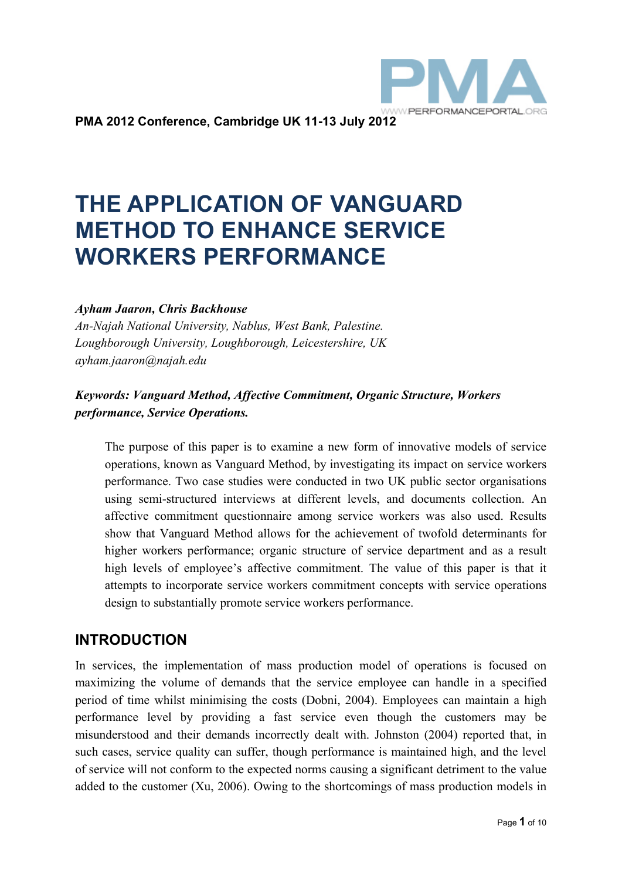PMA 2012 Conference, Cambridge UK 11-13 July 2012

# THE APPLICATION OF VANGUARD METHOD TO ENHANCE SERVICE WORKERS PERFORMANCE

***Ayham Jaaron, Chris Backhouse***
*An-Najah National University, Nablus, West Bank, Palestine.*
*Loughborough University, Loughborough, Leicestershire, UK*
*ayham.jaaron@najah.edu*

***Keywords: Vanguard Method, Affective Commitment, Organic Structure, Workers performance, Service Operations.***

> The purpose of this paper is to examine a new form of innovative models of service operations, known as Vanguard Method, by investigating its impact on service workers performance. Two case studies were conducted in two UK public sector organisations using semi-structured interviews at different levels, and documents collection. An affective commitment questionnaire among service workers was also used. Results show that Vanguard Method allows for the achievement of twofold determinants for higher workers performance; organic structure of service department and as a result high levels of employee's affective commitment. The value of this paper is that it attempts to incorporate service workers commitment concepts with service operations design to substantially promote service workers performance.

## INTRODUCTION

In services, the implementation of mass production model of operations is focused on maximizing the volume of demands that the service employee can handle in a specified period of time whilst minimising the costs (Dobni, 2004). Employees can maintain a high performance level by providing a fast service even though the customers may be misunderstood and their demands incorrectly dealt with. Johnston (2004) reported that, in such cases, service quality can suffer, though performance is maintained high, and the level of service will not conform to the expected norms causing a significant detriment to the value added to the customer (Xu, 2006). Owing to the shortcomings of mass production models in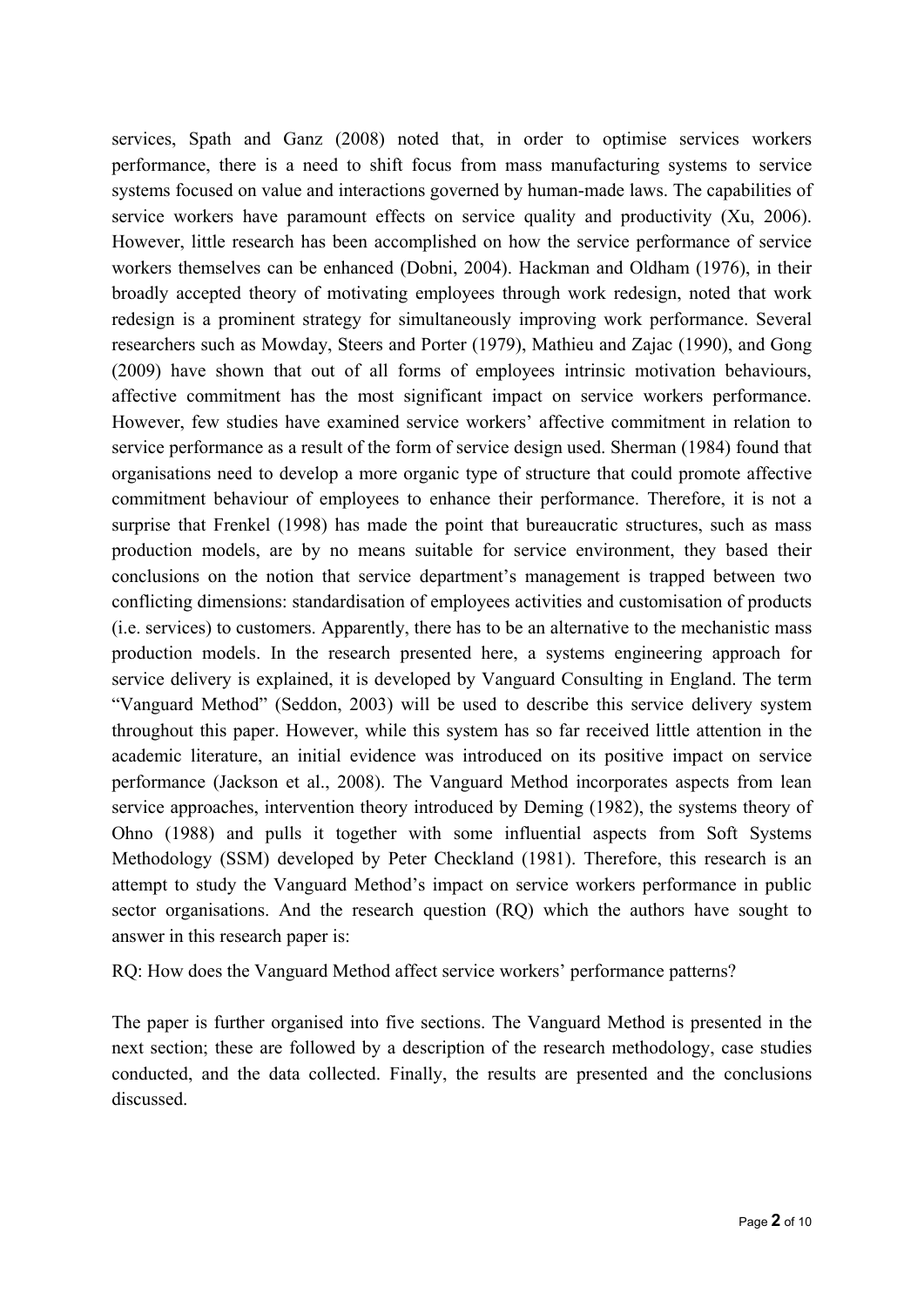services, Spath and Ganz (2008) noted that, in order to optimise services workers performance, there is a need to shift focus from mass manufacturing systems to service systems focused on value and interactions governed by human-made laws. The capabilities of service workers have paramount effects on service quality and productivity (Xu, 2006). However, little research has been accomplished on how the service performance of service workers themselves can be enhanced (Dobni, 2004). Hackman and Oldham (1976), in their broadly accepted theory of motivating employees through work redesign, noted that work redesign is a prominent strategy for simultaneously improving work performance. Several researchers such as Mowday, Steers and Porter (1979), Mathieu and Zajac (1990), and Gong (2009) have shown that out of all forms of employees intrinsic motivation behaviours, affective commitment has the most significant impact on service workers performance. However, few studies have examined service workers' affective commitment in relation to service performance as a result of the form of service design used. Sherman (1984) found that organisations need to develop a more organic type of structure that could promote affective commitment behaviour of employees to enhance their performance. Therefore, it is not a surprise that Frenkel (1998) has made the point that bureaucratic structures, such as mass production models, are by no means suitable for service environment, they based their conclusions on the notion that service department's management is trapped between two conflicting dimensions: standardisation of employees activities and customisation of products (i.e. services) to customers. Apparently, there has to be an alternative to the mechanistic mass production models. In the research presented here, a systems engineering approach for service delivery is explained, it is developed by Vanguard Consulting in England. The term "Vanguard Method" (Seddon, 2003) will be used to describe this service delivery system throughout this paper. However, while this system has so far received little attention in the academic literature, an initial evidence was introduced on its positive impact on service performance (Jackson et al., 2008). The Vanguard Method incorporates aspects from lean service approaches, intervention theory introduced by Deming (1982), the systems theory of Ohno (1988) and pulls it together with some influential aspects from Soft Systems Methodology (SSM) developed by Peter Checkland (1981). Therefore, this research is an attempt to study the Vanguard Method's impact on service workers performance in public sector organisations. And the research question (RQ) which the authors have sought to answer in this research paper is:

RQ: How does the Vanguard Method affect service workers' performance patterns?

The paper is further organised into five sections. The Vanguard Method is presented in the next section; these are followed by a description of the research methodology, case studies conducted, and the data collected. Finally, the results are presented and the conclusions discussed.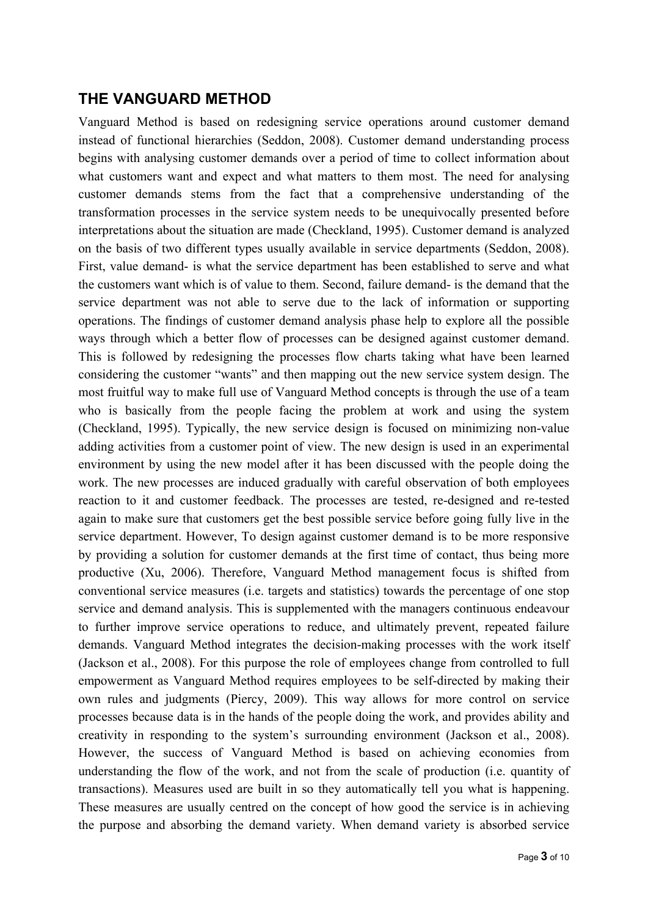## THE VANGUARD METHOD

Vanguard Method is based on redesigning service operations around customer demand instead of functional hierarchies (Seddon, 2008). Customer demand understanding process begins with analysing customer demands over a period of time to collect information about what customers want and expect and what matters to them most. The need for analysing customer demands stems from the fact that a comprehensive understanding of the transformation processes in the service system needs to be unequivocally presented before interpretations about the situation are made (Checkland, 1995). Customer demand is analyzed on the basis of two different types usually available in service departments (Seddon, 2008). First, value demand- is what the service department has been established to serve and what the customers want which is of value to them. Second, failure demand- is the demand that the service department was not able to serve due to the lack of information or supporting operations. The findings of customer demand analysis phase help to explore all the possible ways through which a better flow of processes can be designed against customer demand. This is followed by redesigning the processes flow charts taking what have been learned considering the customer "wants" and then mapping out the new service system design. The most fruitful way to make full use of Vanguard Method concepts is through the use of a team who is basically from the people facing the problem at work and using the system (Checkland, 1995). Typically, the new service design is focused on minimizing non-value adding activities from a customer point of view. The new design is used in an experimental environment by using the new model after it has been discussed with the people doing the work. The new processes are induced gradually with careful observation of both employees reaction to it and customer feedback. The processes are tested, re-designed and re-tested again to make sure that customers get the best possible service before going fully live in the service department. However, To design against customer demand is to be more responsive by providing a solution for customer demands at the first time of contact, thus being more productive (Xu, 2006). Therefore, Vanguard Method management focus is shifted from conventional service measures (i.e. targets and statistics) towards the percentage of one stop service and demand analysis. This is supplemented with the managers continuous endeavour to further improve service operations to reduce, and ultimately prevent, repeated failure demands. Vanguard Method integrates the decision-making processes with the work itself (Jackson et al., 2008). For this purpose the role of employees change from controlled to full empowerment as Vanguard Method requires employees to be self-directed by making their own rules and judgments (Piercy, 2009). This way allows for more control on service processes because data is in the hands of the people doing the work, and provides ability and creativity in responding to the system's surrounding environment (Jackson et al., 2008). However, the success of Vanguard Method is based on achieving economies from understanding the flow of the work, and not from the scale of production (i.e. quantity of transactions). Measures used are built in so they automatically tell you what is happening. These measures are usually centred on the concept of how good the service is in achieving the purpose and absorbing the demand variety. When demand variety is absorbed service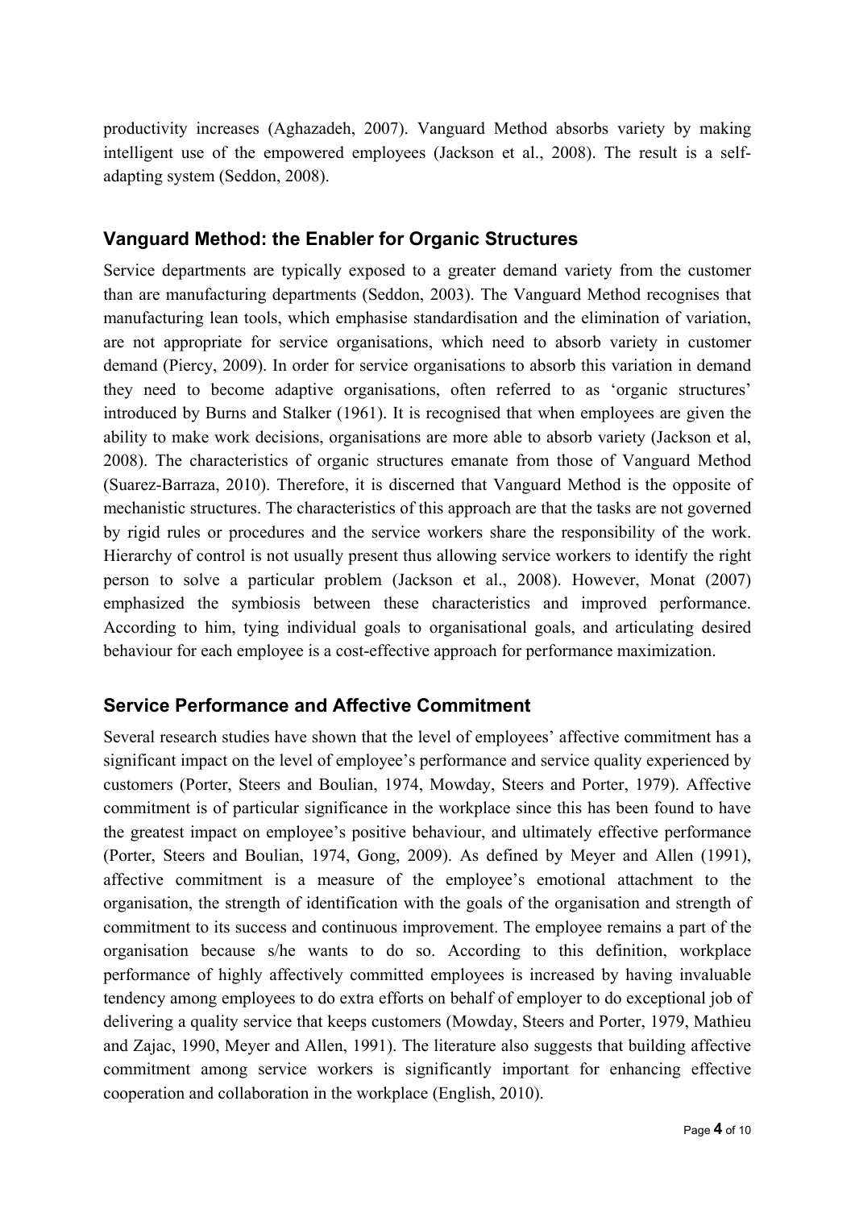productivity increases (Aghazadeh, 2007). Vanguard Method absorbs variety by making intelligent use of the empowered employees (Jackson et al., 2008). The result is a self-adapting system (Seddon, 2008).

## Vanguard Method: the Enabler for Organic Structures

Service departments are typically exposed to a greater demand variety from the customer than are manufacturing departments (Seddon, 2003). The Vanguard Method recognises that manufacturing lean tools, which emphasise standardisation and the elimination of variation, are not appropriate for service organisations, which need to absorb variety in customer demand (Piercy, 2009). In order for service organisations to absorb this variation in demand they need to become adaptive organisations, often referred to as 'organic structures' introduced by Burns and Stalker (1961). It is recognised that when employees are given the ability to make work decisions, organisations are more able to absorb variety (Jackson et al, 2008). The characteristics of organic structures emanate from those of Vanguard Method (Suarez-Barraza, 2010). Therefore, it is discerned that Vanguard Method is the opposite of mechanistic structures. The characteristics of this approach are that the tasks are not governed by rigid rules or procedures and the service workers share the responsibility of the work. Hierarchy of control is not usually present thus allowing service workers to identify the right person to solve a particular problem (Jackson et al., 2008). However, Monat (2007) emphasized the symbiosis between these characteristics and improved performance. According to him, tying individual goals to organisational goals, and articulating desired behaviour for each employee is a cost-effective approach for performance maximization.

## Service Performance and Affective Commitment

Several research studies have shown that the level of employees' affective commitment has a significant impact on the level of employee's performance and service quality experienced by customers (Porter, Steers and Boulian, 1974, Mowday, Steers and Porter, 1979). Affective commitment is of particular significance in the workplace since this has been found to have the greatest impact on employee's positive behaviour, and ultimately effective performance (Porter, Steers and Boulian, 1974, Gong, 2009). As defined by Meyer and Allen (1991), affective commitment is a measure of the employee's emotional attachment to the organisation, the strength of identification with the goals of the organisation and strength of commitment to its success and continuous improvement. The employee remains a part of the organisation because s/he wants to do so. According to this definition, workplace performance of highly affectively committed employees is increased by having invaluable tendency among employees to do extra efforts on behalf of employer to do exceptional job of delivering a quality service that keeps customers (Mowday, Steers and Porter, 1979, Mathieu and Zajac, 1990, Meyer and Allen, 1991). The literature also suggests that building affective commitment among service workers is significantly important for enhancing effective cooperation and collaboration in the workplace (English, 2010).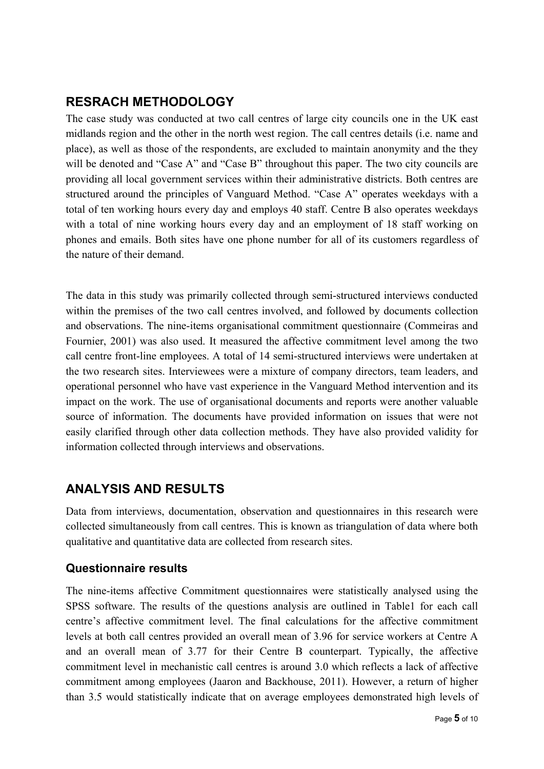## RESRACH METHODOLOGY

The case study was conducted at two call centres of large city councils one in the UK east midlands region and the other in the north west region. The call centres details (i.e. name and place), as well as those of the respondents, are excluded to maintain anonymity and the they will be denoted and "Case A" and "Case B" throughout this paper. The two city councils are providing all local government services within their administrative districts. Both centres are structured around the principles of Vanguard Method. "Case A" operates weekdays with a total of ten working hours every day and employs 40 staff. Centre B also operates weekdays with a total of nine working hours every day and an employment of 18 staff working on phones and emails. Both sites have one phone number for all of its customers regardless of the nature of their demand.

The data in this study was primarily collected through semi-structured interviews conducted within the premises of the two call centres involved, and followed by documents collection and observations. The nine-items organisational commitment questionnaire (Commeiras and Fournier, 2001) was also used. It measured the affective commitment level among the two call centre front-line employees. A total of 14 semi-structured interviews were undertaken at the two research sites. Interviewees were a mixture of company directors, team leaders, and operational personnel who have vast experience in the Vanguard Method intervention and its impact on the work. The use of organisational documents and reports were another valuable source of information. The documents have provided information on issues that were not easily clarified through other data collection methods. They have also provided validity for information collected through interviews and observations.

## ANALYSIS AND RESULTS

Data from interviews, documentation, observation and questionnaires in this research were collected simultaneously from call centres. This is known as triangulation of data where both qualitative and quantitative data are collected from research sites.

### Questionnaire results

The nine-items affective Commitment questionnaires were statistically analysed using the SPSS software. The results of the questions analysis are outlined in Table1 for each call centre's affective commitment level. The final calculations for the affective commitment levels at both call centres provided an overall mean of 3.96 for service workers at Centre A and an overall mean of 3.77 for their Centre B counterpart. Typically, the affective commitment level in mechanistic call centres is around 3.0 which reflects a lack of affective commitment among employees (Jaaron and Backhouse, 2011). However, a return of higher than 3.5 would statistically indicate that on average employees demonstrated high levels of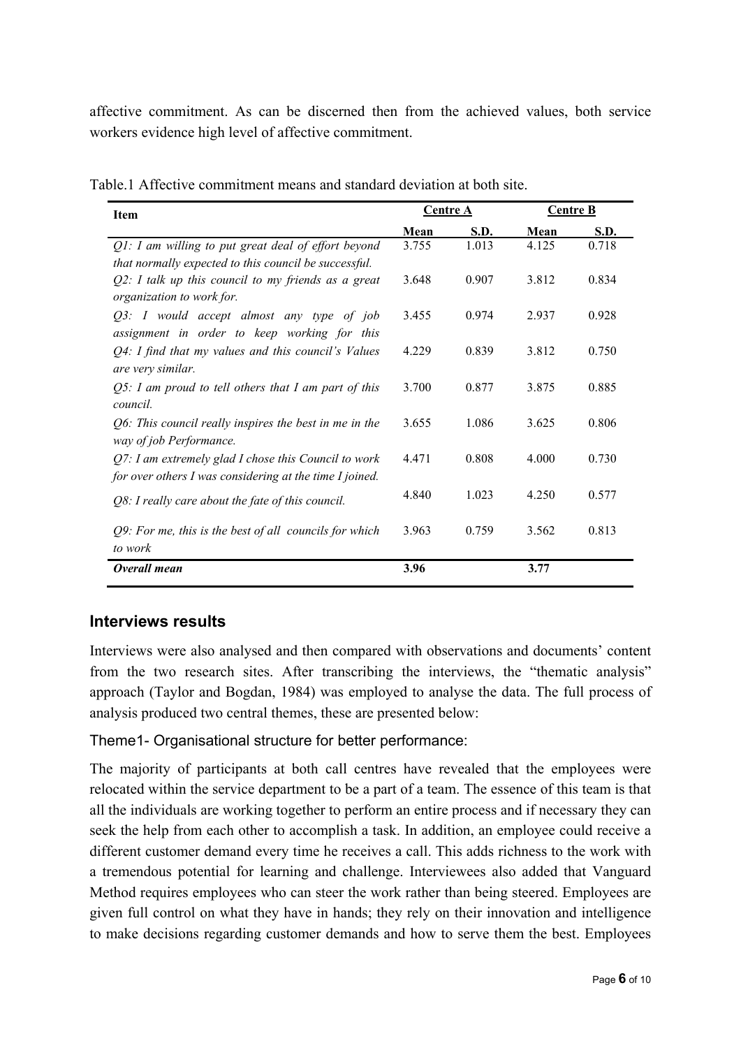affective commitment. As can be discerned then from the achieved values, both service workers evidence high level of affective commitment.

Table.1 Affective commitment means and standard deviation at both site.

| Item | Centre A | | Centre B | |
|---|---|---|---|---|
| | **Mean** | **S.D.** | **Mean** | **S.D.** |
| *Q1: I am willing to put great deal of effort beyond that normally expected to this council be successful.* | 3.755 | 1.013 | 4.125 | 0.718 |
| *Q2: I talk up this council to my friends as a great organization to work for.* | 3.648 | 0.907 | 3.812 | 0.834 |
| *Q3: I would accept almost any type of job assignment in order to keep working for this* | 3.455 | 0.974 | 2.937 | 0.928 |
| *Q4: I find that my values and this council's Values are very similar.* | 4.229 | 0.839 | 3.812 | 0.750 |
| *Q5: I am proud to tell others that I am part of this council.* | 3.700 | 0.877 | 3.875 | 0.885 |
| *Q6: This council really inspires the best in me in the way of job Performance.* | 3.655 | 1.086 | 3.625 | 0.806 |
| *Q7: I am extremely glad I chose this Council to work for over others I was considering at the time I joined.* | 4.471 | 0.808 | 4.000 | 0.730 |
| *Q8: I really care about the fate of this council.* | 4.840 | 1.023 | 4.250 | 0.577 |
| *Q9: For me, this is the best of all councils for which to work* | 3.963 | 0.759 | 3.562 | 0.813 |
| ***Overall mean*** | **3.96** | | **3.77** | |

## Interviews results

Interviews were also analysed and then compared with observations and documents' content from the two research sites. After transcribing the interviews, the "thematic analysis" approach (Taylor and Bogdan, 1984) was employed to analyse the data. The full process of analysis produced two central themes, these are presented below:

### Theme1- Organisational structure for better performance:

The majority of participants at both call centres have revealed that the employees were relocated within the service department to be a part of a team. The essence of this team is that all the individuals are working together to perform an entire process and if necessary they can seek the help from each other to accomplish a task. In addition, an employee could receive a different customer demand every time he receives a call. This adds richness to the work with a tremendous potential for learning and challenge. Interviewees also added that Vanguard Method requires employees who can steer the work rather than being steered. Employees are given full control on what they have in hands; they rely on their innovation and intelligence to make decisions regarding customer demands and how to serve them the best. Employees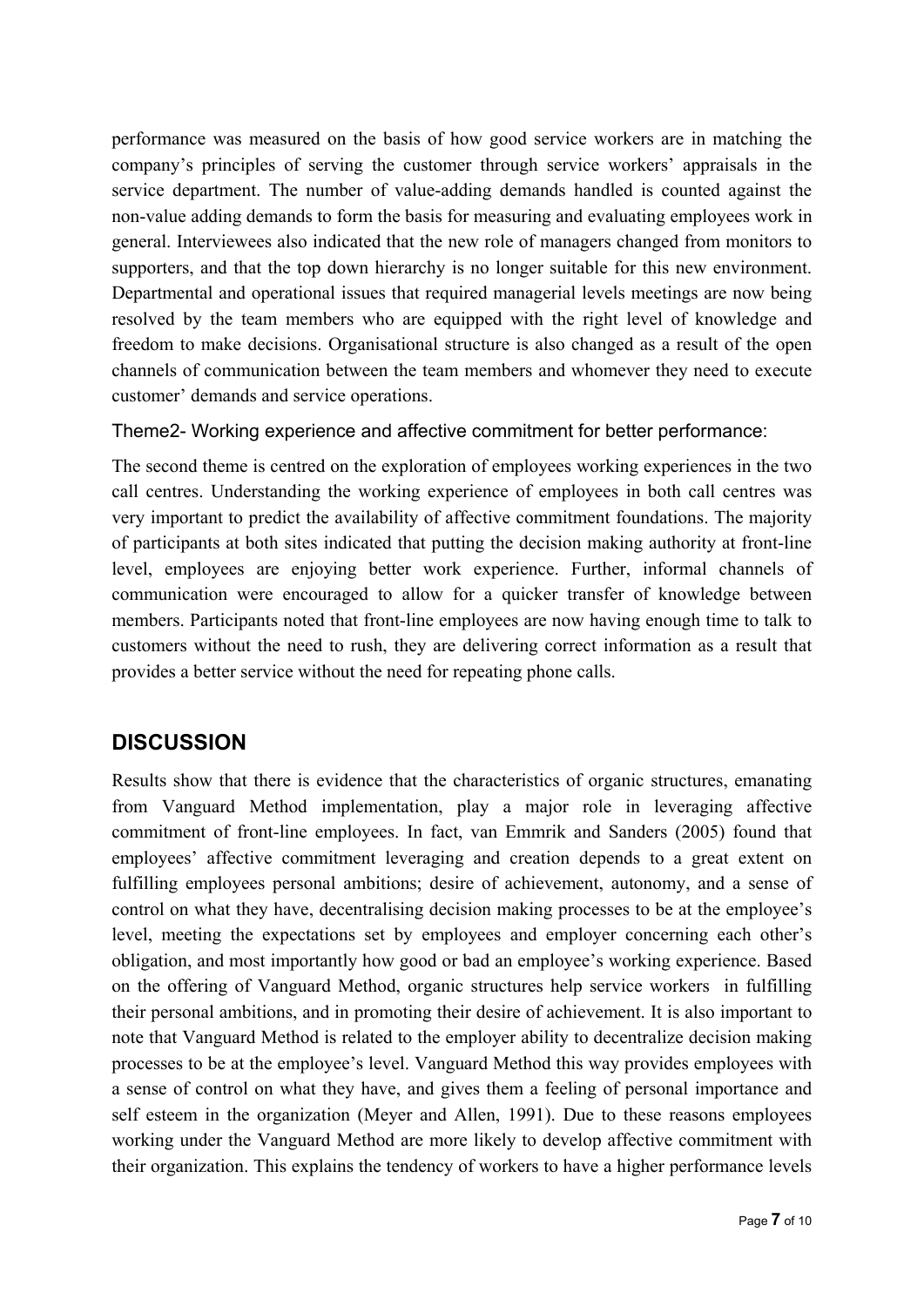performance was measured on the basis of how good service workers are in matching the company's principles of serving the customer through service workers' appraisals in the service department. The number of value-adding demands handled is counted against the non-value adding demands to form the basis for measuring and evaluating employees work in general. Interviewees also indicated that the new role of managers changed from monitors to supporters, and that the top down hierarchy is no longer suitable for this new environment. Departmental and operational issues that required managerial levels meetings are now being resolved by the team members who are equipped with the right level of knowledge and freedom to make decisions. Organisational structure is also changed as a result of the open channels of communication between the team members and whomever they need to execute customer' demands and service operations.

### Theme2- Working experience and affective commitment for better performance:

The second theme is centred on the exploration of employees working experiences in the two call centres. Understanding the working experience of employees in both call centres was very important to predict the availability of affective commitment foundations. The majority of participants at both sites indicated that putting the decision making authority at front-line level, employees are enjoying better work experience. Further, informal channels of communication were encouraged to allow for a quicker transfer of knowledge between members. Participants noted that front-line employees are now having enough time to talk to customers without the need to rush, they are delivering correct information as a result that provides a better service without the need for repeating phone calls.

## DISCUSSION

Results show that there is evidence that the characteristics of organic structures, emanating from Vanguard Method implementation, play a major role in leveraging affective commitment of front-line employees. In fact, van Emmrik and Sanders (2005) found that employees' affective commitment leveraging and creation depends to a great extent on fulfilling employees personal ambitions; desire of achievement, autonomy, and a sense of control on what they have, decentralising decision making processes to be at the employee's level, meeting the expectations set by employees and employer concerning each other's obligation, and most importantly how good or bad an employee's working experience. Based on the offering of Vanguard Method, organic structures help service workers in fulfilling their personal ambitions, and in promoting their desire of achievement. It is also important to note that Vanguard Method is related to the employer ability to decentralize decision making processes to be at the employee's level. Vanguard Method this way provides employees with a sense of control on what they have, and gives them a feeling of personal importance and self esteem in the organization (Meyer and Allen, 1991). Due to these reasons employees working under the Vanguard Method are more likely to develop affective commitment with their organization. This explains the tendency of workers to have a higher performance levels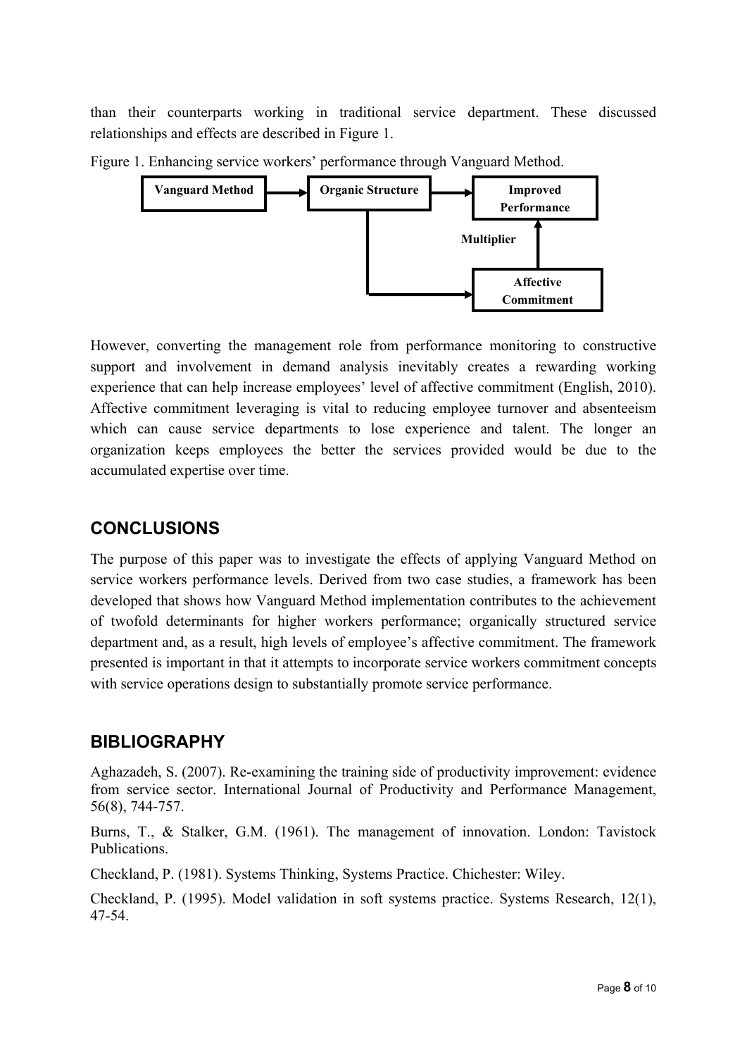than their counterparts working in traditional service department. These discussed relationships and effects are described in Figure 1.

Figure 1. Enhancing service workers' performance through Vanguard Method.

Vanguard Method → Organic Structure → Improved Performance

Organic Structure → Affective Commitment → (Multiplier) → Improved Performance

However, converting the management role from performance monitoring to constructive support and involvement in demand analysis inevitably creates a rewarding working experience that can help increase employees' level of affective commitment (English, 2010). Affective commitment leveraging is vital to reducing employee turnover and absenteeism which can cause service departments to lose experience and talent. The longer an organization keeps employees the better the services provided would be due to the accumulated expertise over time.

## CONCLUSIONS

The purpose of this paper was to investigate the effects of applying Vanguard Method on service workers performance levels. Derived from two case studies, a framework has been developed that shows how Vanguard Method implementation contributes to the achievement of twofold determinants for higher workers performance; organically structured service department and, as a result, high levels of employee's affective commitment. The framework presented is important in that it attempts to incorporate service workers commitment concepts with service operations design to substantially promote service performance.

## BIBLIOGRAPHY

Aghazadeh, S. (2007). Re-examining the training side of productivity improvement: evidence from service sector. International Journal of Productivity and Performance Management, 56(8), 744-757.

Burns, T., & Stalker, G.M. (1961). The management of innovation. London: Tavistock Publications.

Checkland, P. (1981). Systems Thinking, Systems Practice. Chichester: Wiley.

Checkland, P. (1995). Model validation in soft systems practice. Systems Research, 12(1), 47-54.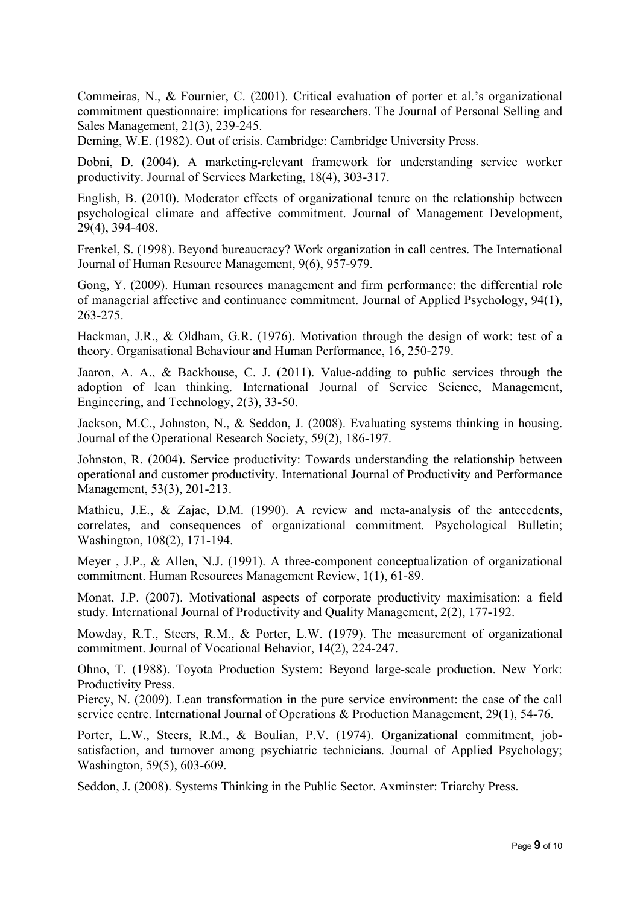Commeiras, N., & Fournier, C. (2001). Critical evaluation of porter et al.'s organizational commitment questionnaire: implications for researchers. The Journal of Personal Selling and Sales Management, 21(3), 239-245.

Deming, W.E. (1982). Out of crisis. Cambridge: Cambridge University Press.

Dobni, D. (2004). A marketing-relevant framework for understanding service worker productivity. Journal of Services Marketing, 18(4), 303-317.

English, B. (2010). Moderator effects of organizational tenure on the relationship between psychological climate and affective commitment. Journal of Management Development, 29(4), 394-408.

Frenkel, S. (1998). Beyond bureaucracy? Work organization in call centres. The International Journal of Human Resource Management, 9(6), 957-979.

Gong, Y. (2009). Human resources management and firm performance: the differential role of managerial affective and continuance commitment. Journal of Applied Psychology, 94(1), 263-275.

Hackman, J.R., & Oldham, G.R. (1976). Motivation through the design of work: test of a theory. Organisational Behaviour and Human Performance, 16, 250-279.

Jaaron, A. A., & Backhouse, C. J. (2011). Value-adding to public services through the adoption of lean thinking. International Journal of Service Science, Management, Engineering, and Technology, 2(3), 33-50.

Jackson, M.C., Johnston, N., & Seddon, J. (2008). Evaluating systems thinking in housing. Journal of the Operational Research Society, 59(2), 186-197.

Johnston, R. (2004). Service productivity: Towards understanding the relationship between operational and customer productivity. International Journal of Productivity and Performance Management, 53(3), 201-213.

Mathieu, J.E., & Zajac, D.M. (1990). A review and meta-analysis of the antecedents, correlates, and consequences of organizational commitment. Psychological Bulletin; Washington, 108(2), 171-194.

Meyer , J.P., & Allen, N.J. (1991). A three-component conceptualization of organizational commitment. Human Resources Management Review, 1(1), 61-89.

Monat, J.P. (2007). Motivational aspects of corporate productivity maximisation: a field study. International Journal of Productivity and Quality Management, 2(2), 177-192.

Mowday, R.T., Steers, R.M., & Porter, L.W. (1979). The measurement of organizational commitment. Journal of Vocational Behavior, 14(2), 224-247.

Ohno, T. (1988). Toyota Production System: Beyond large-scale production. New York: Productivity Press.

Piercy, N. (2009). Lean transformation in the pure service environment: the case of the call service centre. International Journal of Operations & Production Management, 29(1), 54-76.

Porter, L.W., Steers, R.M., & Boulian, P.V. (1974). Organizational commitment, job-satisfaction, and turnover among psychiatric technicians. Journal of Applied Psychology; Washington, 59(5), 603-609.

Seddon, J. (2008). Systems Thinking in the Public Sector. Axminster: Triarchy Press.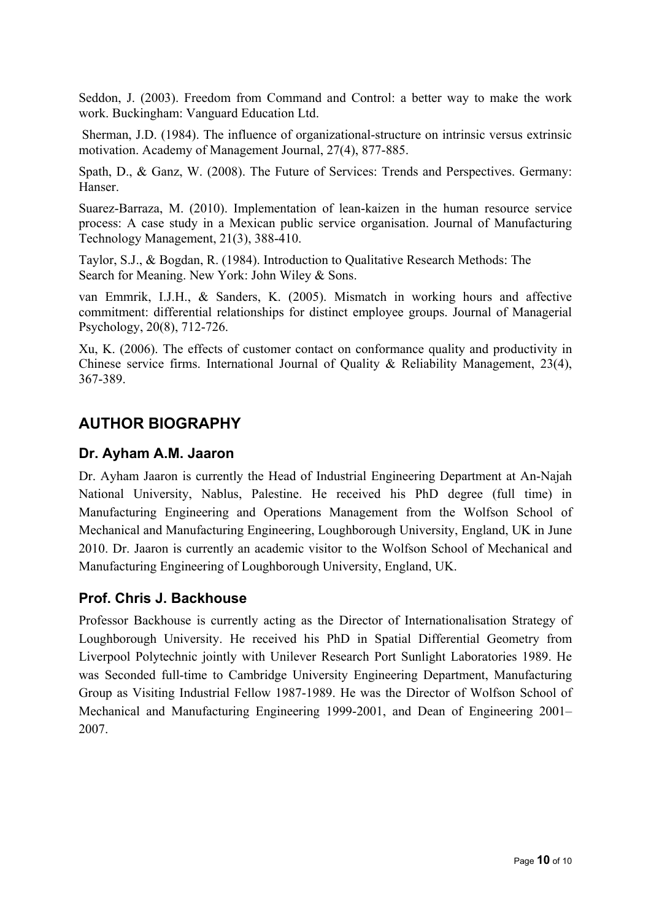Seddon, J. (2003). Freedom from Command and Control: a better way to make the work work. Buckingham: Vanguard Education Ltd.

Sherman, J.D. (1984). The influence of organizational-structure on intrinsic versus extrinsic motivation. Academy of Management Journal, 27(4), 877-885.

Spath, D., & Ganz, W. (2008). The Future of Services: Trends and Perspectives. Germany: Hanser.

Suarez-Barraza, M. (2010). Implementation of lean-kaizen in the human resource service process: A case study in a Mexican public service organisation. Journal of Manufacturing Technology Management, 21(3), 388-410.

Taylor, S.J., & Bogdan, R. (1984). Introduction to Qualitative Research Methods: The Search for Meaning. New York: John Wiley & Sons.

van Emmrik, I.J.H., & Sanders, K. (2005). Mismatch in working hours and affective commitment: differential relationships for distinct employee groups. Journal of Managerial Psychology, 20(8), 712-726.

Xu, K. (2006). The effects of customer contact on conformance quality and productivity in Chinese service firms. International Journal of Quality & Reliability Management, 23(4), 367-389.

## AUTHOR BIOGRAPHY

### Dr. Ayham A.M. Jaaron

Dr. Ayham Jaaron is currently the Head of Industrial Engineering Department at An-Najah National University, Nablus, Palestine. He received his PhD degree (full time) in Manufacturing Engineering and Operations Management from the Wolfson School of Mechanical and Manufacturing Engineering, Loughborough University, England, UK in June 2010. Dr. Jaaron is currently an academic visitor to the Wolfson School of Mechanical and Manufacturing Engineering of Loughborough University, England, UK.

### Prof. Chris J. Backhouse

Professor Backhouse is currently acting as the Director of Internationalisation Strategy of Loughborough University. He received his PhD in Spatial Differential Geometry from Liverpool Polytechnic jointly with Unilever Research Port Sunlight Laboratories 1989. He was Seconded full-time to Cambridge University Engineering Department, Manufacturing Group as Visiting Industrial Fellow 1987-1989. He was the Director of Wolfson School of Mechanical and Manufacturing Engineering 1999-2001, and Dean of Engineering 2001–2007.